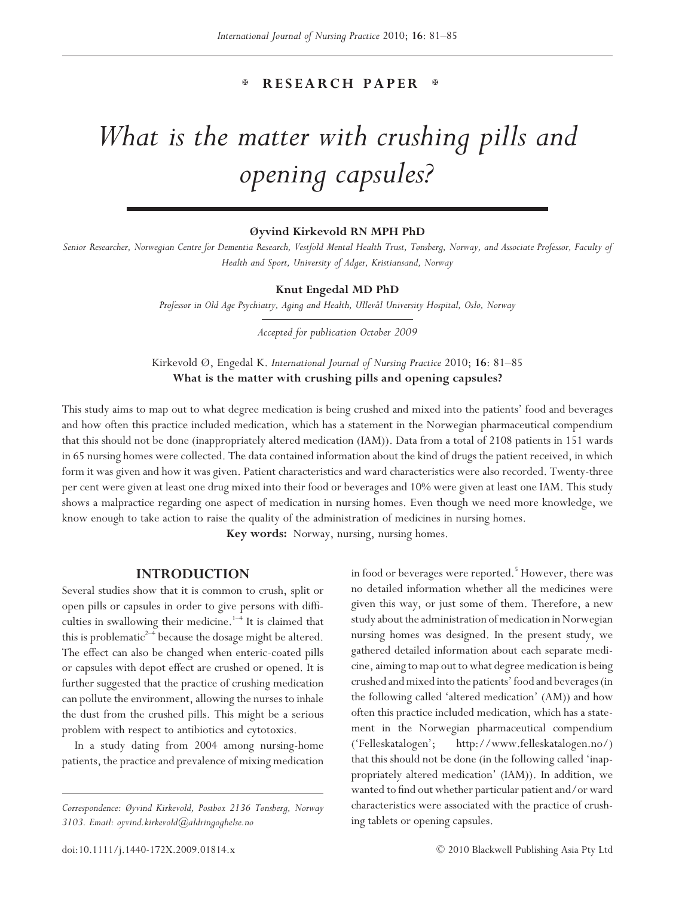RESEARCH PAPER

# What is the matter with crushing pills and opening capsules?

**Øyvind Kirkevold RN MPH PhD**

*Senior Researcher, Norwegian Centre for Dementia Research, Vestfold Mental Health Trust, Tønsberg, Norway, and Associate Professor, Faculty of Health and Sport, University of Adger, Kristiansand, Norway*

**Knut Engedal MD PhD**

*Professor in Old Age Psychiatry, Aging and Health, Ullevål University Hospital, Oslo, Norway*

*Accepted for publication October 2009*

Kirkevold Ø, Engedal K. *International Journal of Nursing Practice* 2010; **16**: 81–85
**What is the matter with crushing pills and opening capsules?**

This study aims to map out to what degree medication is being crushed and mixed into the patients' food and beverages and how often this practice included medication, which has a statement in the Norwegian pharmaceutical compendium that this should not be done (inappropriately altered medication (IAM)). Data from a total of 2108 patients in 151 wards in 65 nursing homes were collected. The data contained information about the kind of drugs the patient received, in which form it was given and how it was given. Patient characteristics and ward characteristics were also recorded. Twenty-three per cent were given at least one drug mixed into their food or beverages and 10% were given at least one IAM. This study shows a malpractice regarding one aspect of medication in nursing homes. Even though we need more knowledge, we know enough to take action to raise the quality of the administration of medicines in nursing homes.

**Key words:** Norway, nursing, nursing homes.

## INTRODUCTION

Several studies show that it is common to crush, split or open pills or capsules in order to give persons with difficulties in swallowing their medicine.[1–4] It is claimed that this is problematic[2–4] because the dosage might be altered. The effect can also be changed when enteric-coated pills or capsules with depot effect are crushed or opened. It is further suggested that the practice of crushing medication can pollute the environment, allowing the nurses to inhale the dust from the crushed pills. This might be a serious problem with respect to antibiotics and cytotoxics.

In a study dating from 2004 among nursing-home patients, the practice and prevalence of mixing medication in food or beverages were reported.[5] However, there was no detailed information whether all the medicines were given this way, or just some of them. Therefore, a new study about the administration of medication in Norwegian nursing homes was designed. In the present study, we gathered detailed information about each separate medicine, aiming to map out to what degree medication is being crushed and mixed into the patients' food and beverages (in the following called 'altered medication' (AM)) and how often this practice included medication, which has a statement in the Norwegian pharmaceutical compendium ('Felleskatalogen'; http://www.felleskatalogen.no/) that this should not be done (in the following called 'inappropriately altered medication' (IAM)). In addition, we wanted to find out whether particular patient and/or ward characteristics were associated with the practice of crushing tablets or opening capsules.

Correspondence: Øyvind Kirkevold, Postbox 2136 Tønsberg, Norway 3103. Email: oyvind.kirkevold@aldringoghelse.no

doi:10.1111/j.1440-172X.2009.01814.x © 2010 Blackwell Publishing Asia Pty Ltd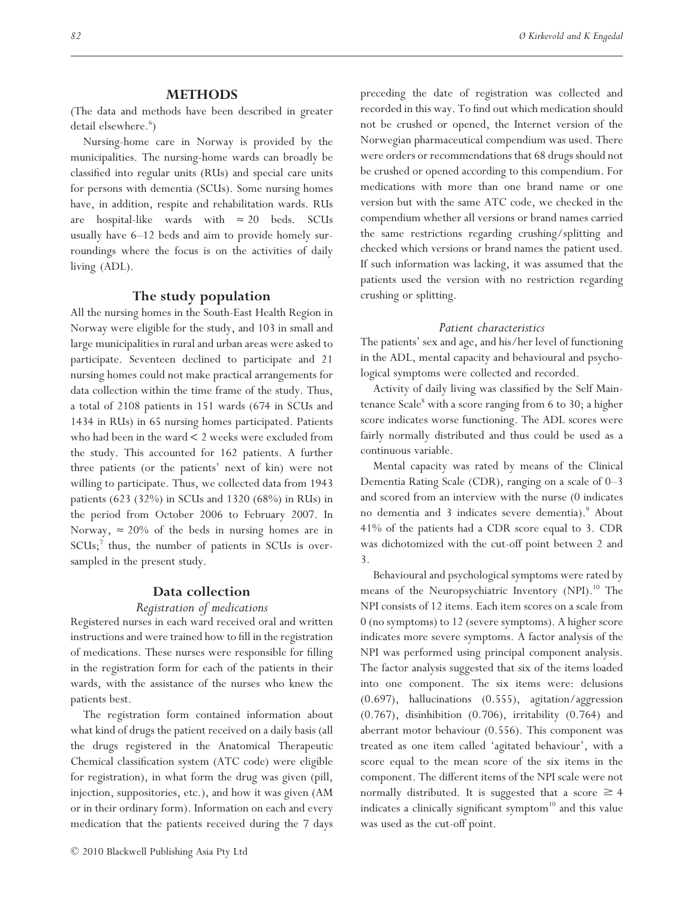## METHODS

(The data and methods have been described in greater detail elsewhere.[6])

Nursing-home care in Norway is provided by the municipalities. The nursing-home wards can broadly be classified into regular units (RUs) and special care units for persons with dementia (SCUs). Some nursing homes have, in addition, respite and rehabilitation wards. RUs are hospital-like wards with ≈ 20 beds. SCUs usually have 6–12 beds and aim to provide homely surroundings where the focus is on the activities of daily living (ADL).

### The study population

All the nursing homes in the South-East Health Region in Norway were eligible for the study, and 103 in small and large municipalities in rural and urban areas were asked to participate. Seventeen declined to participate and 21 nursing homes could not make practical arrangements for data collection within the time frame of the study. Thus, a total of 2108 patients in 151 wards (674 in SCUs and 1434 in RUs) in 65 nursing homes participated. Patients who had been in the ward < 2 weeks were excluded from the study. This accounted for 162 patients. A further three patients (or the patients' next of kin) were not willing to participate. Thus, we collected data from 1943 patients (623 (32%) in SCUs and 1320 (68%) in RUs) in the period from October 2006 to February 2007. In Norway, ≈ 20% of the beds in nursing homes are in SCUs;[7] thus, the number of patients in SCUs is over-sampled in the present study.

### Data collection

#### *Registration of medications*

Registered nurses in each ward received oral and written instructions and were trained how to fill in the registration of medications. These nurses were responsible for filling in the registration form for each of the patients in their wards, with the assistance of the nurses who knew the patients best.

The registration form contained information about what kind of drugs the patient received on a daily basis (all the drugs registered in the Anatomical Therapeutic Chemical classification system (ATC code) were eligible for registration), in what form the drug was given (pill, injection, suppositories, etc.), and how it was given (AM or in their ordinary form). Information on each and every medication that the patients received during the 7 days preceding the date of registration was collected and recorded in this way. To find out which medication should not be crushed or opened, the Internet version of the Norwegian pharmaceutical compendium was used. There were orders or recommendations that 68 drugs should not be crushed or opened according to this compendium. For medications with more than one brand name or one version but with the same ATC code, we checked in the compendium whether all versions or brand names carried the same restrictions regarding crushing/splitting and checked which versions or brand names the patient used. If such information was lacking, it was assumed that the patients used the version with no restriction regarding crushing or splitting.

#### *Patient characteristics*

The patients' sex and age, and his/her level of functioning in the ADL, mental capacity and behavioural and psychological symptoms were collected and recorded.

Activity of daily living was classified by the Self Maintenance Scale[8] with a score ranging from 6 to 30; a higher score indicates worse functioning. The ADL scores were fairly normally distributed and thus could be used as a continuous variable.

Mental capacity was rated by means of the Clinical Dementia Rating Scale (CDR), ranging on a scale of 0–3 and scored from an interview with the nurse (0 indicates no dementia and 3 indicates severe dementia).[9] About 41% of the patients had a CDR score equal to 3. CDR was dichotomized with the cut-off point between 2 and 3.

Behavioural and psychological symptoms were rated by means of the Neuropsychiatric Inventory (NPI).[10] The NPI consists of 12 items. Each item scores on a scale from 0 (no symptoms) to 12 (severe symptoms). A higher score indicates more severe symptoms. A factor analysis of the NPI was performed using principal component analysis. The factor analysis suggested that six of the items loaded into one component. The six items were: delusions (0.697), hallucinations (0.555), agitation/aggression (0.767), disinhibition (0.706), irritability (0.764) and aberrant motor behaviour (0.556). This component was treated as one item called 'agitated behaviour', with a score equal to the mean score of the six items in the component. The different items of the NPI scale were not normally distributed. It is suggested that a score ≥ 4 indicates a clinically significant symptom[10] and this value was used as the cut-off point.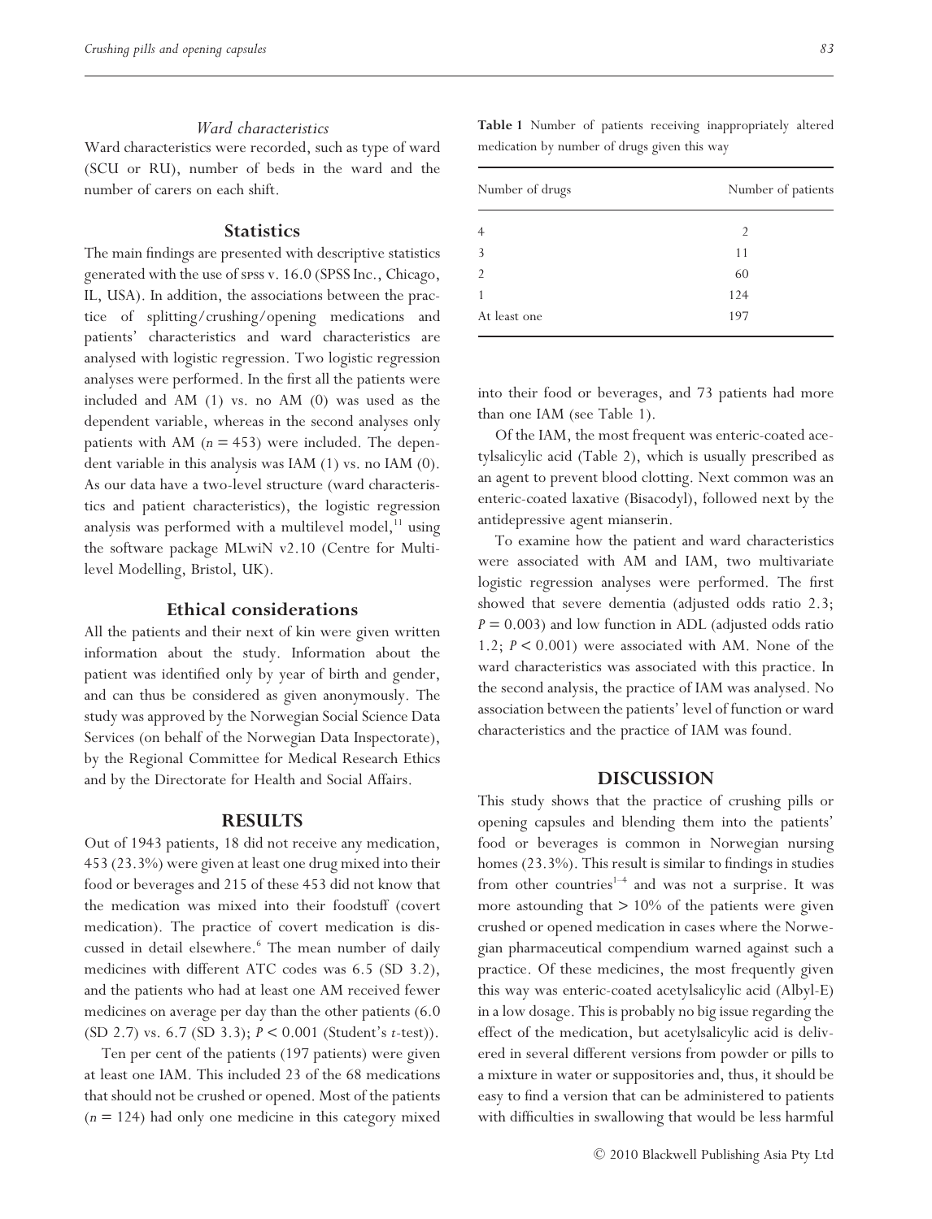*Ward characteristics*

Ward characteristics were recorded, such as type of ward (SCU or RU), number of beds in the ward and the number of carers on each shift.

## Statistics

The main findings are presented with descriptive statistics generated with the use of SPSS v. 16.0 (SPSS Inc., Chicago, IL, USA). In addition, the associations between the practice of splitting/crushing/opening medications and patients' characteristics and ward characteristics are analysed with logistic regression. Two logistic regression analyses were performed. In the first all the patients were included and AM (1) vs. no AM (0) was used as the dependent variable, whereas in the second analyses only patients with AM ($n = 453$) were included. The dependent variable in this analysis was IAM (1) vs. no IAM (0). As our data have a two-level structure (ward characteristics and patient characteristics), the logistic regression analysis was performed with a multilevel model,[11] using the software package MLwiN v2.10 (Centre for Multilevel Modelling, Bristol, UK).

## Ethical considerations

All the patients and their next of kin were given written information about the study. Information about the patient was identified only by year of birth and gender, and can thus be considered as given anonymously. The study was approved by the Norwegian Social Science Data Services (on behalf of the Norwegian Data Inspectorate), by the Regional Committee for Medical Research Ethics and by the Directorate for Health and Social Affairs.

## RESULTS

Out of 1943 patients, 18 did not receive any medication, 453 (23.3%) were given at least one drug mixed into their food or beverages and 215 of these 453 did not know that the medication was mixed into their foodstuff (covert medication). The practice of covert medication is discussed in detail elsewhere.[6] The mean number of daily medicines with different ATC codes was 6.5 (SD 3.2), and the patients who had at least one AM received fewer medicines on average per day than the other patients (6.0 (SD 2.7) vs. 6.7 (SD 3.3); $P < 0.001$ (Student's *t*-test)).

Ten per cent of the patients (197 patients) were given at least one IAM. This included 23 of the 68 medications that should not be crushed or opened. Most of the patients ($n = 124$) had only one medicine in this category mixed into their food or beverages, and 73 patients had more than one IAM (see Table 1).

**Table 1** Number of patients receiving inappropriately altered medication by number of drugs given this way

| Number of drugs | Number of patients |
|---|---|
| 4 | 2 |
| 3 | 11 |
| 2 | 60 |
| 1 | 124 |
| At least one | 197 |

Of the IAM, the most frequent was enteric-coated acetylsalicylic acid (Table 2), which is usually prescribed as an agent to prevent blood clotting. Next common was an enteric-coated laxative (Bisacodyl), followed next by the antidepressive agent mianserin.

To examine how the patient and ward characteristics were associated with AM and IAM, two multivariate logistic regression analyses were performed. The first showed that severe dementia (adjusted odds ratio 2.3; $P = 0.003$) and low function in ADL (adjusted odds ratio 1.2; $P < 0.001$) were associated with AM. None of the ward characteristics was associated with this practice. In the second analysis, the practice of IAM was analysed. No association between the patients' level of function or ward characteristics and the practice of IAM was found.

## DISCUSSION

This study shows that the practice of crushing pills or opening capsules and blending them into the patients' food or beverages is common in Norwegian nursing homes (23.3%). This result is similar to findings in studies from other countries[1–4] and was not a surprise. It was more astounding that > 10% of the patients were given crushed or opened medication in cases where the Norwegian pharmaceutical compendium warned against such a practice. Of these medicines, the most frequently given this way was enteric-coated acetylsalicylic acid (Albyl-E) in a low dosage. This is probably no big issue regarding the effect of the medication, but acetylsalicylic acid is delivered in several different versions from powder or pills to a mixture in water or suppositories and, thus, it should be easy to find a version that can be administered to patients with difficulties in swallowing that would be less harmful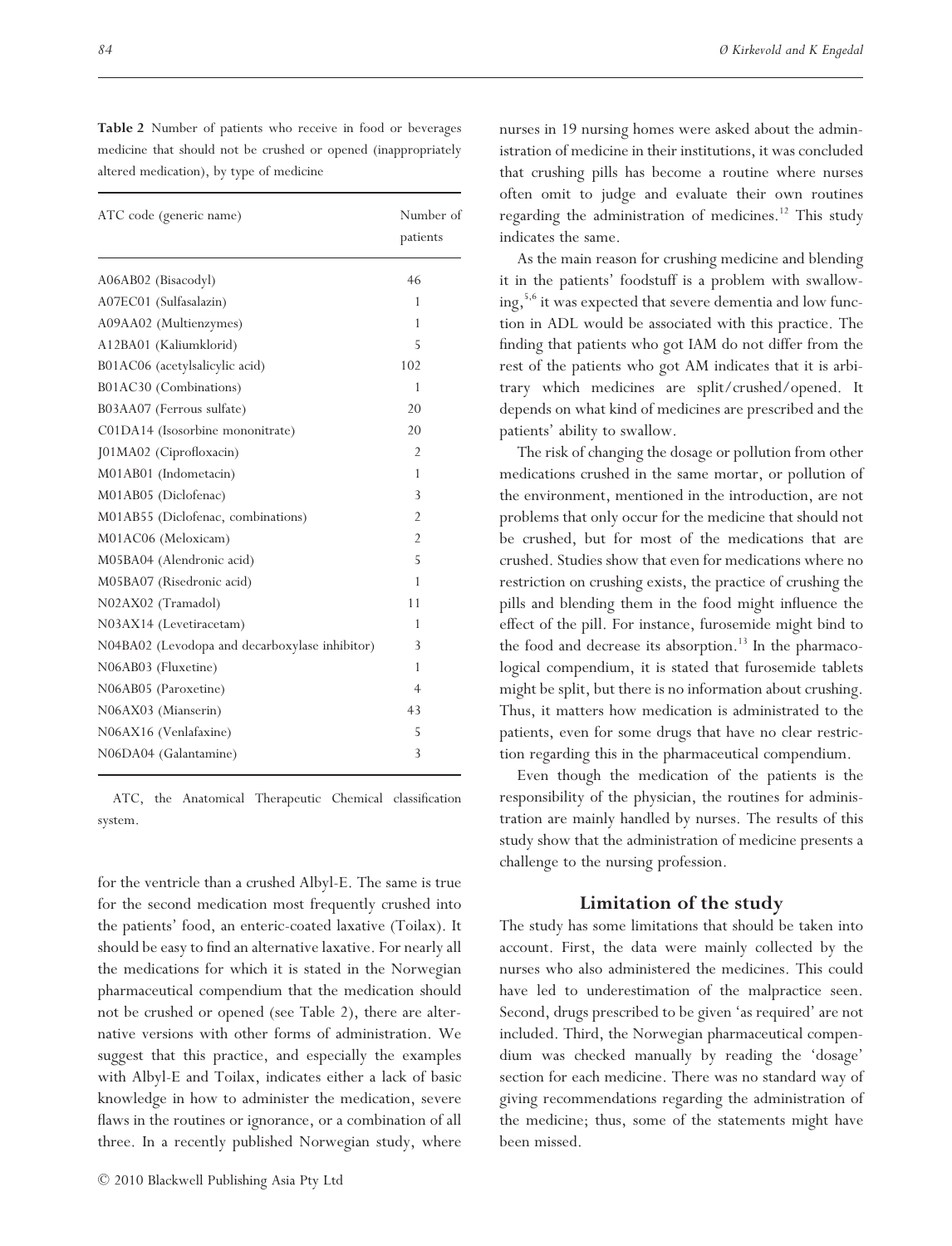**Table 2** Number of patients who receive in food or beverages medicine that should not be crushed or opened (inappropriately altered medication), by type of medicine

| ATC code (generic name) | Number of patients |
|---|---|
| A06AB02 (Bisacodyl) | 46 |
| A07EC01 (Sulfasalazin) | 1 |
| A09AA02 (Multienzymes) | 1 |
| A12BA01 (Kaliumklorid) | 5 |
| B01AC06 (acetylsalicylic acid) | 102 |
| B01AC30 (Combinations) | 1 |
| B03AA07 (Ferrous sulfate) | 20 |
| C01DA14 (Isosorbine mononitrate) | 20 |
| J01MA02 (Ciprofloxacin) | 2 |
| M01AB01 (Indometacin) | 1 |
| M01AB05 (Diclofenac) | 3 |
| M01AB55 (Diclofenac, combinations) | 2 |
| M01AC06 (Meloxicam) | 2 |
| M05BA04 (Alendronic acid) | 5 |
| M05BA07 (Risedronic acid) | 1 |
| N02AX02 (Tramadol) | 11 |
| N03AX14 (Levetiracetam) | 1 |
| N04BA02 (Levodopa and decarboxylase inhibitor) | 3 |
| N06AB03 (Fluxetine) | 1 |
| N06AB05 (Paroxetine) | 4 |
| N06AX03 (Mianserin) | 43 |
| N06AX16 (Venlafaxine) | 5 |
| N06DA04 (Galantamine) | 3 |

ATC, the Anatomical Therapeutic Chemical classification system.

for the ventricle than a crushed Albyl-E. The same is true for the second medication most frequently crushed into the patients' food, an enteric-coated laxative (Toilax). It should be easy to find an alternative laxative. For nearly all the medications for which it is stated in the Norwegian pharmaceutical compendium that the medication should not be crushed or opened (see Table 2), there are alternative versions with other forms of administration. We suggest that this practice, and especially the examples with Albyl-E and Toilax, indicates either a lack of basic knowledge in how to administer the medication, severe flaws in the routines or ignorance, or a combination of all three. In a recently published Norwegian study, where nurses in 19 nursing homes were asked about the administration of medicine in their institutions, it was concluded that crushing pills has become a routine where nurses often omit to judge and evaluate their own routines regarding the administration of medicines.[12] This study indicates the same.

As the main reason for crushing medicine and blending it in the patients' foodstuff is a problem with swallowing,[5,6] it was expected that severe dementia and low function in ADL would be associated with this practice. The finding that patients who got IAM do not differ from the rest of the patients who got AM indicates that it is arbitrary which medicines are split/crushed/opened. It depends on what kind of medicines are prescribed and the patients' ability to swallow.

The risk of changing the dosage or pollution from other medications crushed in the same mortar, or pollution of the environment, mentioned in the introduction, are not problems that only occur for the medicine that should not be crushed, but for most of the medications that are crushed. Studies show that even for medications where no restriction on crushing exists, the practice of crushing the pills and blending them in the food might influence the effect of the pill. For instance, furosemide might bind to the food and decrease its absorption.[13] In the pharmacological compendium, it is stated that furosemide tablets might be split, but there is no information about crushing. Thus, it matters how medication is administrated to the patients, even for some drugs that have no clear restriction regarding this in the pharmaceutical compendium.

Even though the medication of the patients is the responsibility of the physician, the routines for administration are mainly handled by nurses. The results of this study show that the administration of medicine presents a challenge to the nursing profession.

## Limitation of the study

The study has some limitations that should be taken into account. First, the data were mainly collected by the nurses who also administered the medicines. This could have led to underestimation of the malpractice seen. Second, drugs prescribed to be given 'as required' are not included. Third, the Norwegian pharmaceutical compendium was checked manually by reading the 'dosage' section for each medicine. There was no standard way of giving recommendations regarding the administration of the medicine; thus, some of the statements might have been missed.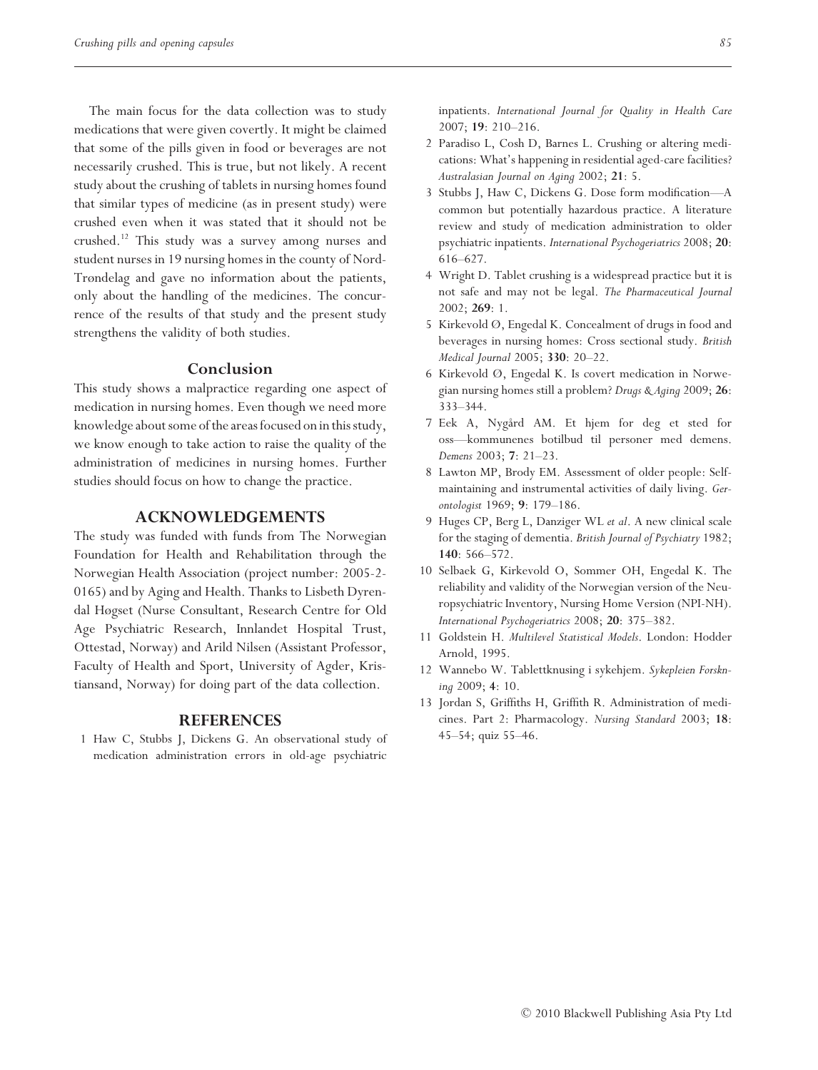The main focus for the data collection was to study medications that were given covertly. It might be claimed that some of the pills given in food or beverages are not necessarily crushed. This is true, but not likely. A recent study about the crushing of tablets in nursing homes found that similar types of medicine (as in present study) were crushed even when it was stated that it should not be crushed.[12] This study was a survey among nurses and student nurses in 19 nursing homes in the county of Nord-Trøndelag and gave no information about the patients, only about the handling of the medicines. The concurrence of the results of that study and the present study strengthens the validity of both studies.

## Conclusion

This study shows a malpractice regarding one aspect of medication in nursing homes. Even though we need more knowledge about some of the areas focused on in this study, we know enough to take action to raise the quality of the administration of medicines in nursing homes. Further studies should focus on how to change the practice.

## ACKNOWLEDGEMENTS

The study was funded with funds from The Norwegian Foundation for Health and Rehabilitation through the Norwegian Health Association (project number: 2005-2-0165) and by Aging and Health. Thanks to Lisbeth Dyrendal Høgset (Nurse Consultant, Research Centre for Old Age Psychiatric Research, Innlandet Hospital Trust, Ottestad, Norway) and Arild Nilsen (Assistant Professor, Faculty of Health and Sport, University of Agder, Kristiansand, Norway) for doing part of the data collection.

## REFERENCES

1. Haw C, Stubbs J, Dickens G. An observational study of medication administration errors in old-age psychiatric inpatients. *International Journal for Quality in Health Care* 2007; **19**: 210–216.
2. Paradiso L, Cosh D, Barnes L. Crushing or altering medications: What's happening in residential aged-care facilities? *Australasian Journal on Aging* 2002; **21**: 5.
3. Stubbs J, Haw C, Dickens G. Dose form modification—A common but potentially hazardous practice. A literature review and study of medication administration to older psychiatric inpatients. *International Psychogeriatrics* 2008; **20**: 616–627.
4. Wright D. Tablet crushing is a widespread practice but it is not safe and may not be legal. *The Pharmaceutical Journal* 2002; **269**: 1.
5. Kirkevold Ø, Engedal K. Concealment of drugs in food and beverages in nursing homes: Cross sectional study. *British Medical Journal* 2005; **330**: 20–22.
6. Kirkevold Ø, Engedal K. Is covert medication in Norwegian nursing homes still a problem? *Drugs & Aging* 2009; **26**: 333–344.
7. Eek A, Nygård AM. Et hjem for deg et sted for oss—kommunenes botilbud til personer med demens. *Demens* 2003; **7**: 21–23.
8. Lawton MP, Brody EM. Assessment of older people: Self-maintaining and instrumental activities of daily living. *Gerontologist* 1969; **9**: 179–186.
9. Huges CP, Berg L, Danziger WL *et al*. A new clinical scale for the staging of dementia. *British Journal of Psychiatry* 1982; **140**: 566–572.
10. Selbaek G, Kirkevold O, Sommer OH, Engedal K. The reliability and validity of the Norwegian version of the Neuropsychiatric Inventory, Nursing Home Version (NPI-NH). *International Psychogeriatrics* 2008; **20**: 375–382.
11. Goldstein H. *Multilevel Statistical Models*. London: Hodder Arnold, 1995.
12. Wannebo W. Tablettknusing i sykehjem. *Sykepleien Forskning* 2009; **4**: 10.
13. Jordan S, Griffiths H, Griffith R. Administration of medicines. Part 2: Pharmacology. *Nursing Standard* 2003; **18**: 45–54; quiz 55–46.